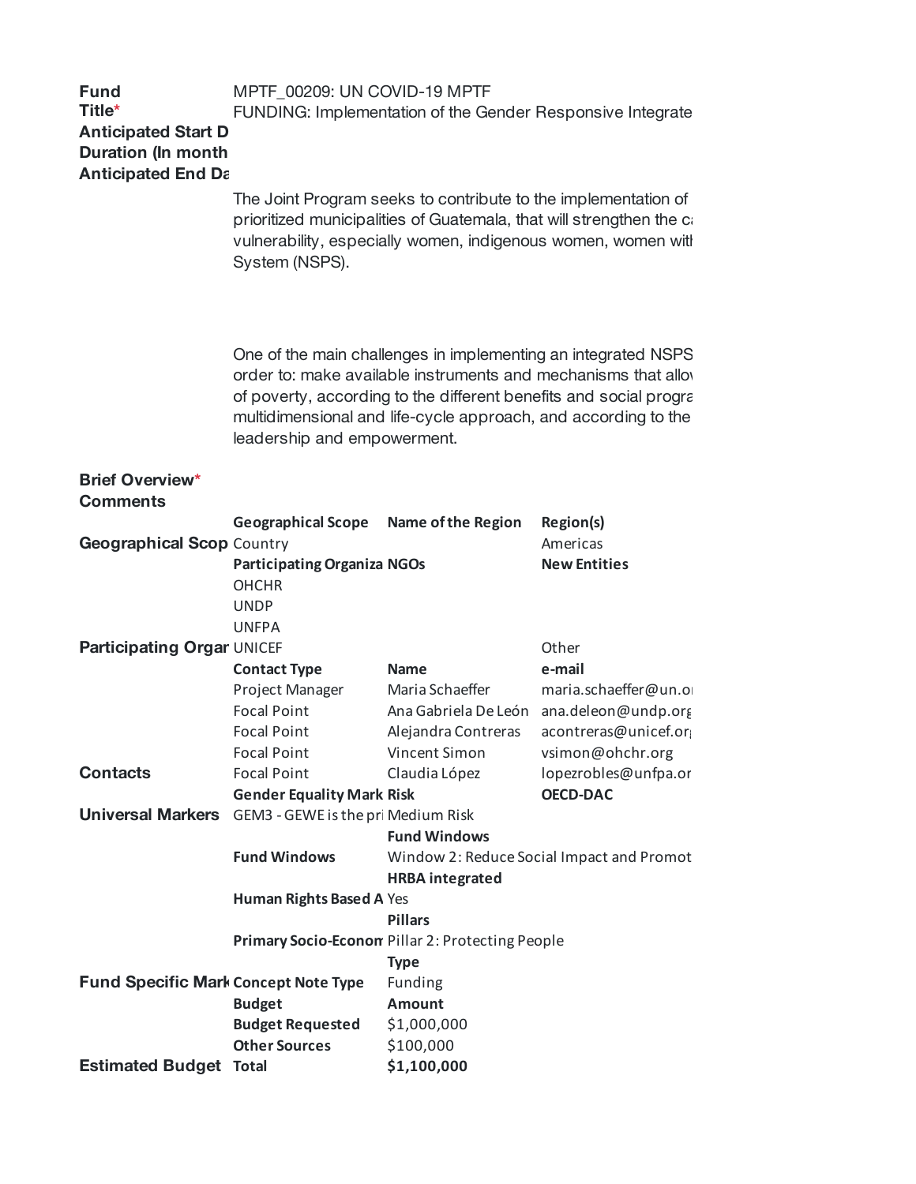| | | | |
|---|---|---|---|
| **Fund** | MPTF_00209: UN COVID-19 MPTF | | |
| **Title*** | FUNDING: Implementation of the Gender Responsive Integrate | | |
| **Anticipated Start D** | | | |
| **Duration (In month** | | | |
| **Anticipated End Da** | | | |

The Joint Program seeks to contribute to the implementation of prioritized municipalities of Guatemala, that will strengthen the ca vulnerability, especially women, indigenous women, women witl System (NSPS).

One of the main challenges in implementing an integrated NSPS order to: make available instruments and mechanisms that allov of poverty, according to the different benefits and social progra multidimensional and life-cycle approach, and according to the leadership and empowerment.

**Brief Overview***

**Comments**

| | | | |
|---|---|---|---|
| | **Geographical Scope** | **Name of the Region** | **Region(s)** |
| **Geographical Scop** | Country | | Americas |
| | **Participating Organiza** | **NGOs** | **New Entities** |
| | OHCHR | | |
| | UNDP | | |
| | UNFPA | | |
| **Participating Orgar** | UNICEF | | Other |
| | **Contact Type** | **Name** | **e-mail** |
| | Project Manager | Maria Schaeffer | maria.schaeffer@un.or |
| | Focal Point | Ana Gabriela De León | ana.deleon@undp.org |
| | Focal Point | Alejandra Contreras | acontreras@unicef.or |
| | Focal Point | Vincent Simon | vsimon@ohchr.org |
| **Contacts** | Focal Point | Claudia López | lopezrobles@unfpa.or |
| | **Gender Equality Mark** | **Risk** | **OECD-DAC** |
| **Universal Markers** | GEM3 - GEWE is the pri | Medium Risk | |
| | | **Fund Windows** | |
| | **Fund Windows** | Window 2: Reduce Social Impact and Promot | |
| | | **HRBA integrated** | |
| | **Human Rights Based A** | Yes | |
| | | **Pillars** | |
| | **Primary Socio-Econom** | Pillar 2: Protecting People | |
| | | **Type** | |
| **Fund Specific Mark** | **Concept Note Type** | Funding | |
| | **Budget** | **Amount** | |
| | **Budget Requested** | $1,000,000 | |
| | **Other Sources** | $100,000 | |
| **Estimated Budget** | **Total** | **$1,100,000** | |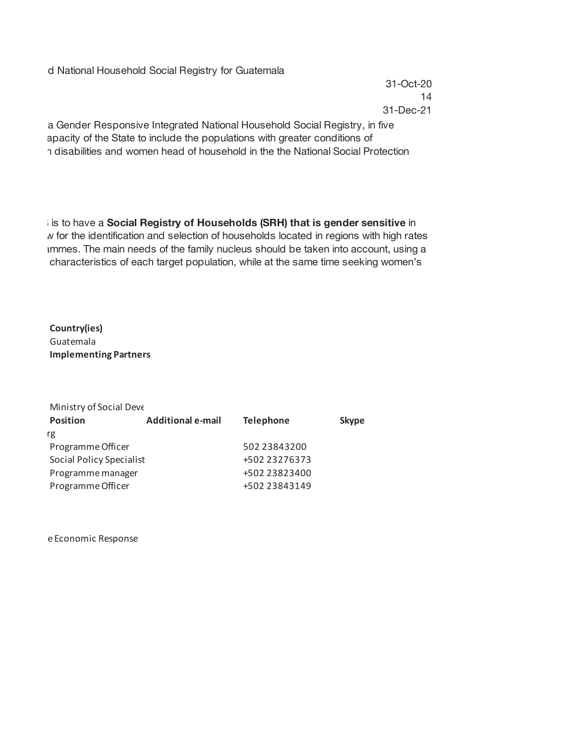d National Household Social Registry for Guatemala

31-Oct-20
14
31-Dec-21

a Gender Responsive Integrated National Household Social Registry, in five apacity of the State to include the populations with greater conditions of ı disabilities and women head of household in the the National Social Protection

; is to have a **Social Registry of Households (SRH) that is gender sensitive** in w for the identification and selection of households located in regions with high rates ımmes. The main needs of the family nucleus should be taken into account, using a characteristics of each target population, while at the same time seeking women's

**Country(ies)**
Guatemala
**Implementing Partners**

Ministry of Social Deve

| Position | Additional e-mail | Telephone | Skype |
|---|---|---|---|
| rg | | | |
| Programme Officer | | 502 23843200 | |
| Social Policy Specialist | | +502 23276373 | |
| Programme manager | | +502 23823400 | |
| Programme Officer | | +502 23843149 | |

e Economic Response